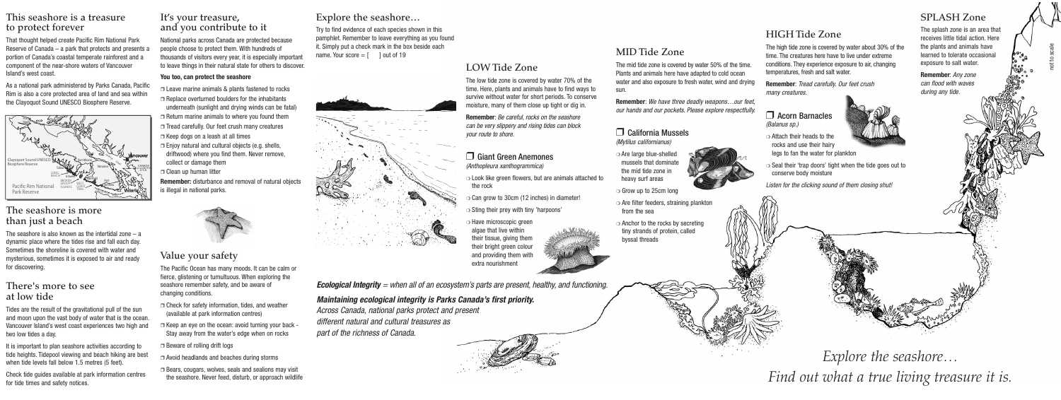## This seashore is a treasure to protect forever

That thought helped create Pacific Rim National Park Reserve of Canada – a park that protects and presents a portion of Canada's coastal temperate rainforest and a component of the near-shore waters of Vancouver Island's west coast.

As a national park administered by Parks Canada, Pacific Rim is also a core protected area of land and sea within the Clayoquot Sound UNESCO Biosphere Reserve.

Clayoquot Sound UNESCO Biosphere Reserve

Pacific Rim National Park Reserve

## The seashore is more than just a beach

The seashore is also known as the intertidal zone – a dynamic place where the tides rise and fall each day. Sometimes the shoreline is covered with water and mysterious, sometimes it is exposed to air and ready for discovering.

## There's more to see at low tide

Tides are the result of the gravitational pull of the sun and moon upon the vast body of water that is the ocean. Vancouver Island's west coast experiences two high and two low tides a day.

It is important to plan seashore activities according to tide heights. Tidepool viewing and beach hiking are best when tide levels fall below 1.5 metres (5 feet).

Check tide guides available at park information centres for tide times and safety notices.

## It's your treasure, and you contribute to it

National parks across Canada are protected because people choose to protect them. With hundreds of thousands of visitors every year, it is especially important to leave things in their natural state for others to discover.

**You too, can protect the seashore**

- ❒ Leave marine animals & plants fastened to rocks
- ❒ Replace overturned boulders for the inhabitants underneath (sunlight and drying winds can be fatal)
- ❒ Return marine animals to where you found them
- ❒ Tread carefully. Our feet crush many creatures
- ❒ Keep dogs on a leash at all times
- ❒ Enjoy natural and cultural objects (e.g. shells, driftwood) where you find them. Never remove, collect or damage them
- ❒ Clean up human litter

**Remember:** disturbance and removal of natural objects is illegal in national parks.

## Value your safety

The Pacific Ocean has many moods. It can be calm or fierce, glistening or tumultuous. When exploring the seashore remember safety, and be aware of changing conditions.

- ❒ Check for safety information, tides, and weather (available at park information centres)
- ❒ Keep an eye on the ocean: avoid turning your back - Stay away from the water's edge when on rocks
- ❒ Beware of rolling drift logs
- ❒ Avoid headlands and beaches during storms
- ❒ Bears, cougars, wolves, seals and sealions may visit the seashore. Never feed, disturb, or approach wildlife

## Explore the seashore…

Try to find evidence of each species shown in this pamphlet. Remember to leave everything as you found it. Simply put a check mark in the box beside each name. Your score = [ ] out of 19

## LOW Tide Zone

The low tide zone is covered by water 70% of the time. Here, plants and animals have to find ways to survive without water for short periods. To conserve moisture, many of them close up tight or dig in.

**Remember**: *Be careful, rocks on the seashore can be very slippery and rising tides can block your route to shore.*

### ❒ Giant Green Anemones
*(Anthopleura xanthogrammica)*

- ❍ Look like green flowers, but are animals attached to the rock
- ❍ Can grow to 30cm (12 inches) in diameter!
- ❍ Sting their prey with tiny 'harpoons'
- ❍ Have microscopic green algae that live within their tissue, giving them their bright green colour and providing them with extra nourishment

***Ecological Integrity*** *= when all of an ecosystem's parts are present, healthy, and functioning.*

***Maintaining ecological integrity is Parks Canada's first priority.***
*Across Canada, national parks protect and present different natural and cultural treasures as part of the richness of Canada.*

## MID Tide Zone

The mid tide zone is covered by water 50% of the time. Plants and animals here have adapted to cold ocean water and also exposure to fresh water, wind and drying sun.

**Remember**: *We have three deadly weapons…our feet, our hands and our pockets. Please explore respectfully.*

### ❒ California Mussels
*(Mytilus californianus)*

- ❍ Are large blue-shelled mussels that dominate the mid tide zone in heavy surf areas
- ❍ Grow up to 25cm long
- ❍ Are filter feeders, straining plankton from the sea
- ❍ Anchor to the rocks by secreting tiny strands of protein, called byssal threads

## HIGH Tide Zone

The high tide zone is covered by water about 30% of the time. The creatures here have to live under extreme conditions. They experience exposure to air, changing temperatures, fresh and salt water.

**Remember**: *Tread carefully. Our feet crush many creatures.*

### ❒ Acorn Barnacles
*(Balanus sp.)*

- ❍ Attach their heads to the rocks and use their hairy legs to fan the water for plankton
- ❍ Seal their 'trap doors' tight when the tide goes out to conserve body moisture

*Listen for the clicking sound of them closing shut!*

## SPLASH Zone

The splash zone is an area that receives little tidal action. Here the plants and animals have learned to tolerate occasional exposure to salt water.

**Remember**: *Any zone can flood with waves during any tide.*

not to scale

*Explore the seashore…*
*Find out what a true living treasure it is.*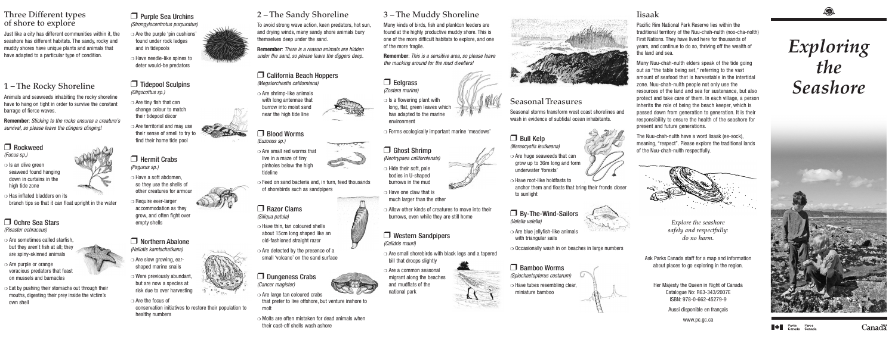## Three Different types of shore to explore

Just like a city has different communities within it, the seashore has different habitats. The sandy, rocky and muddy shores have unique plants and animals that have adapted to a particular type of condition.

## 1 – The Rocky Shoreline

Animals and seaweeds inhabiting the rocky shoreline have to hang on tight in order to survive the constant barrage of fierce waves.

**Remember**: *Sticking to the rocks ensures a creature's survival, so please leave the clingers clinging!*

### ☐ Rockweed
*(Fucus sp.)*

- Is an olive green seaweed found hanging down in curtains in the high tide zone
- Has inflated bladders on its branch tips so that it can float upright in the water

### ☐ Ochre Sea Stars
*(Pisaster ochraceus)*

- Are sometimes called starfish, but they aren't fish at all; they are spiny-skinned animals
- Are purple or orange voracious predators that feast on mussels and barnacles
- Eat by pushing their stomachs out through their mouths, digesting their prey inside the victim's own shell

### ☐ Purple Sea Urchins
*(Strongylocentrotus purpuratus)*

- Are the purple 'pin cushions' found under rock ledges and in tidepools
- Have needle-like spines to deter would-be predators

### ☐ Tidepool Sculpins
*(Oligocottus sp.)*

- Are tiny fish that can change colour to match their tidepool décor
- Are territorial and may use their sense of smell to try to find their home tide pool

### ☐ Hermit Crabs
*(Pagurus sp.)*

- Have a soft abdomen, so they use the shells of other creatures for armour
- Require ever-larger accommodation as they grow, and often fight over empty shells

### ☐ Northern Abalone
*(Haliotis kamtschatkana)*

- Are slow growing, ear-shaped marine snails
- Were previously abundant, but are now a species at risk due to over harvesting
- Are the focus of conservation initiatives to restore their population to healthy numbers

## 2 – The Sandy Shoreline

To avoid strong wave action, keen predators, hot sun, and drying winds, many sandy shore animals bury themselves deep under the sand.

**Remember**: *There is a reason animals are hidden under the sand, so please leave the diggers deep.*

### ☐ California Beach Hoppers
*(Megalorchestia californiana)*

- Are shrimp-like animals with long antennae that burrow into moist sand near the high tide line

### ☐ Blood Worms
*(Euzonus sp.)*

- Are small red worms that live in a maze of tiny pinholes below the high tideline
- Feed on sand bacteria and, in turn, feed thousands of shorebirds such as sandpipers

### ☐ Razor Clams
*(Siliqua patula)*

- Have thin, tan coloured shells about 15cm long shaped like an old-fashioned straight razor
- Are detected by the presence of a small 'volcano' on the sand surface

### ☐ Dungeness Crabs
*(Cancer magister)*

- Are large tan coloured crabs that prefer to live offshore, but venture inshore to molt
- Molts are often mistaken for dead animals when their cast-off shells wash ashore

## 3 – The Muddy Shoreline

Many kinds of birds, fish and plankton feeders are found at the highly productive muddy shore. This is one of the more difficult habitats to explore, and one of the more fragile.

**Remember**: *This is a sensitive area, so please leave the mucking around for the mud dwellers!*

### ☐ Eelgrass
*(Zostera marina)*

- Is a flowering plant with long, flat, green leaves which has adapted to the marine environment
- Forms ecologically important marine 'meadows'

### ☐ Ghost Shrimp
*(Neotrypaea californiensis)*

- Hide their soft, pale bodies in U-shaped burrows in the mud
- Have one claw that is much larger than the other
- Allow other kinds of creatures to move into their burrows, even while they are still home

### ☐ Western Sandpipers
*(Calidris mauri)*

- Are small shorebirds with black legs and a tapered bill that droops slightly
- Are a common seasonal migrant along the beaches and mudflats of the national park

## Seasonal Treasures

Seasonal storms transform west coast shorelines and wash in evidence of subtidal ocean inhabitants.

### ☐ Bull Kelp
*(Nereocystis leutkeana)*

- Are huge seaweeds that can grow up to 36m long and form underwater 'forests'
- Have root-like holdfasts to anchor them and floats that bring their fronds closer to sunlight

### ☐ By-The-Wind-Sailors
*(Velella velella)*

- Are blue jellyfish-like animals with triangular sails
- Occasionally wash in on beaches in large numbers

### ☐ Bamboo Worms
*(Spiochaetopterus costarum)*

- Have tubes resembling clear, miniature bamboo

## Iisaak

Pacific Rim National Park Reserve lies within the traditional territory of the Nuu-chah-nulth (noo-cha-nolth) First Nations. They have lived here for thousands of years, and continue to do so, thriving off the wealth of the land and sea.

Many Nuu-chah-nulth elders speak of the tide going out as "the table being set," referring to the vast amount of seafood that is harvestable in the intertidal zone. Nuu-chah-nulth people not only use the resources of the land and sea for sustenance, but also protect and take care of them. In each village, a person inherits the role of being the beach keeper, which is passed down from generation to generation. It is their responsibility to ensure the health of the seashore for present and future generations.

The Nuu-chah-nulth have a word Iisaak (ee-sock), meaning, "respect". Please explore the traditional lands of the Nuu-chah-nulth respectfully.

*Explore the seashore safely and respectfully: do no harm.*

Ask Parks Canada staff for a map and information about places to go exploring in the region.

Her Majesty the Queen in Right of Canada
Catalogue No: R63-343/2007E
ISBN: 978-0-662-45279-9

Aussi disponible en français

www.pc.gc.ca

# *Exploring the Seashore*

Parks Canada / Parcs Canada

Canada